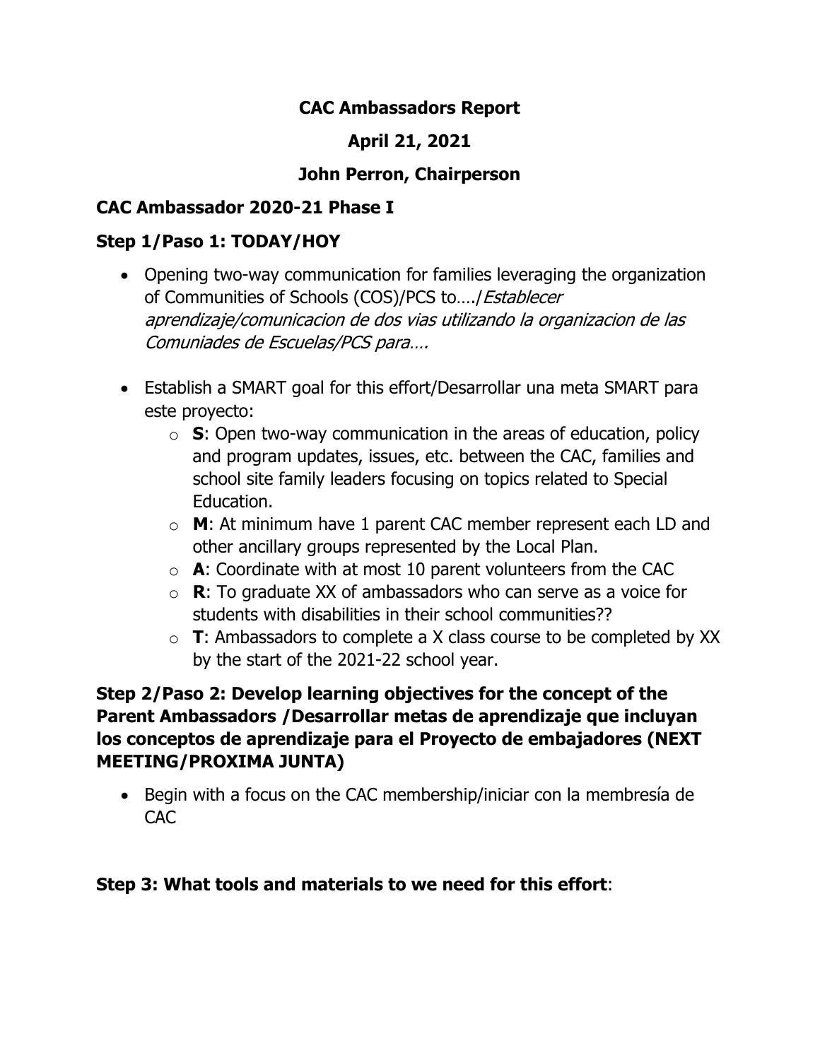# CAC Ambassadors Report

## April 21, 2021

## John Perron, Chairperson

### CAC Ambassador 2020-21 Phase I

### Step 1/Paso 1: TODAY/HOY

- Opening two-way communication for families leveraging the organization of Communities of Schools (COS)/PCS to…./*Establecer aprendizaje/comunicacion de dos vias utilizando la organizacion de las Comuniades de Escuelas/PCS para….*

- Establish a SMART goal for this effort/Desarrollar una meta SMART para este proyecto:
  - **S**: Open two-way communication in the areas of education, policy and program updates, issues, etc. between the CAC, families and school site family leaders focusing on topics related to Special Education.
  - **M**: At minimum have 1 parent CAC member represent each LD and other ancillary groups represented by the Local Plan.
  - **A**: Coordinate with at most 10 parent volunteers from the CAC
  - **R**: To graduate XX of ambassadors who can serve as a voice for students with disabilities in their school communities??
  - **T**: Ambassadors to complete a X class course to be completed by XX by the start of the 2021-22 school year.

### Step 2/Paso 2: Develop learning objectives for the concept of the Parent Ambassadors /Desarrollar metas de aprendizaje que incluyan los conceptos de aprendizaje para el Proyecto de embajadores (NEXT MEETING/PROXIMA JUNTA)

- Begin with a focus on the CAC membership/iniciar con la membresía de CAC

### Step 3: What tools and materials to we need for this effort: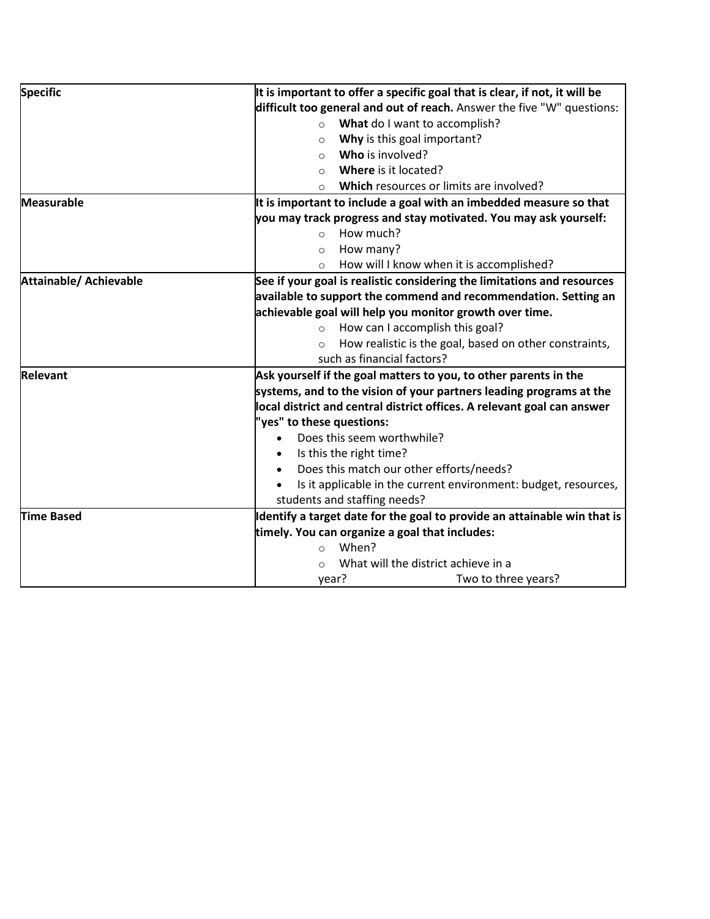| | |
|---|---|
| **Specific** | **It is important to offer a specific goal that is clear, if not, it will be difficult too general and out of reach.** Answer the five "W" questions:<br>◦ **What** do I want to accomplish?<br>◦ **Why** is this goal important?<br>◦ **Who** is involved?<br>◦ **Where** is it located?<br>◦ **Which** resources or limits are involved? |
| **Measurable** | **It is important to include a goal with an imbedded measure so that you may track progress and stay motivated. You may ask yourself:**<br>◦ How much?<br>◦ How many?<br>◦ How will I know when it is accomplished? |
| **Attainable/ Achievable** | **See if your goal is realistic considering the limitations and resources available to support the commend and recommendation. Setting an achievable goal will help you monitor growth over time.**<br>◦ How can I accomplish this goal?<br>◦ How realistic is the goal, based on other constraints, such as financial factors? |
| **Relevant** | **Ask yourself if the goal matters to you, to other parents in the systems, and to the vision of your partners leading programs at the local district and central district offices. A relevant goal can answer "yes" to these questions:**<br>• Does this seem worthwhile?<br>• Is this the right time?<br>• Does this match our other efforts/needs?<br>• Is it applicable in the current environment: budget, resources, students and staffing needs? |
| **Time Based** | **Identify a target date for the goal to provide an attainable win that is timely. You can organize a goal that includes:**<br>◦ When?<br>◦ What will the district achieve in a year? Two to three years? |